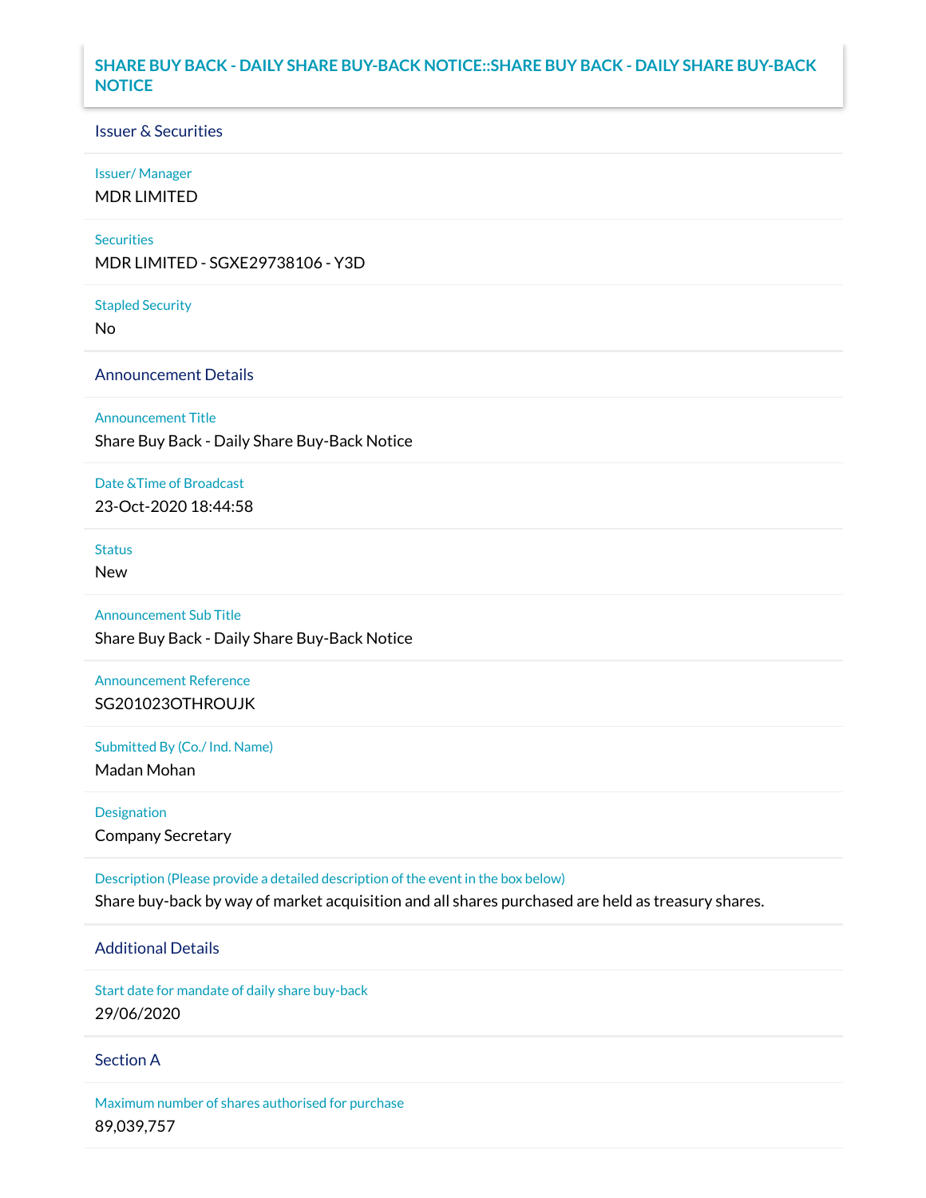# SHARE BUY BACK - DAILY SHARE BUY-BACK NOTICE::SHARE BUY BACK - DAILY SHARE BUY-BACK NOTICE

## Issuer & Securities

**Issuer/ Manager**

MDR LIMITED

**Securities**

MDR LIMITED - SGXE29738106 - Y3D

**Stapled Security**

No

## Announcement Details

**Announcement Title**

Share Buy Back - Daily Share Buy-Back Notice

**Date &Time of Broadcast**

23-Oct-2020 18:44:58

**Status**

New

**Announcement Sub Title**

Share Buy Back - Daily Share Buy-Back Notice

**Announcement Reference**

SG201023OTHROUJK

**Submitted By (Co./ Ind. Name)**

Madan Mohan

**Designation**

Company Secretary

**Description (Please provide a detailed description of the event in the box below)**

Share buy-back by way of market acquisition and all shares purchased are held as treasury shares.

## Additional Details

**Start date for mandate of daily share buy-back**

29/06/2020

## Section A

**Maximum number of shares authorised for purchase**

89,039,757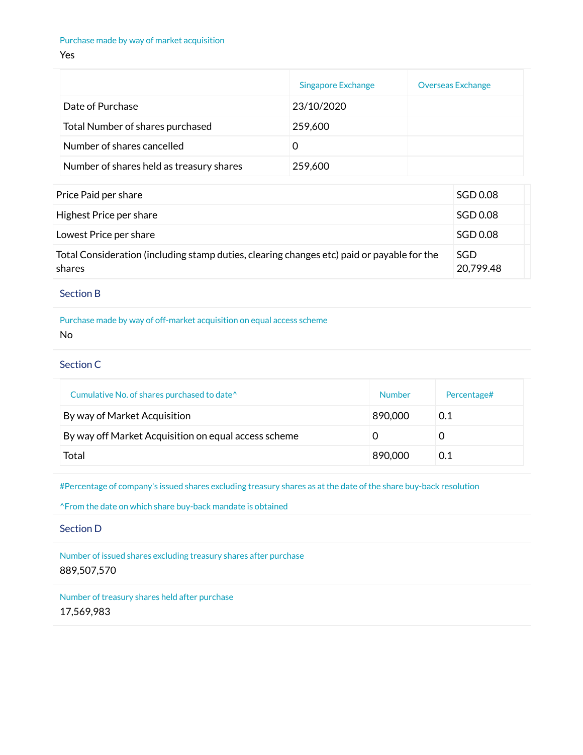Purchase made by way of market acquisition

Yes

| | Singapore Exchange | Overseas Exchange |
|---|---|---|
| Date of Purchase | 23/10/2020 | |
| Total Number of shares purchased | 259,600 | |
| Number of shares cancelled | 0 | |
| Number of shares held as treasury shares | 259,600 | |

| | |
|---|---|
| Price Paid per share | SGD 0.08 |
| Highest Price per share | SGD 0.08 |
| Lowest Price per share | SGD 0.08 |
| Total Consideration (including stamp duties, clearing changes etc) paid or payable for the shares | SGD 20,799.48 |

## Section B

Purchase made by way of off-market acquisition on equal access scheme

No

## Section C

| Cumulative No. of shares purchased to date^ | Number | Percentage# |
|---|---|---|
| By way of Market Acquisition | 890,000 | 0.1 |
| By way off Market Acquisition on equal access scheme | 0 | 0 |
| Total | 890,000 | 0.1 |

#Percentage of company's issued shares excluding treasury shares as at the date of the share buy-back resolution

^From the date on which share buy-back mandate is obtained

## Section D

Number of issued shares excluding treasury shares after purchase

889,507,570

Number of treasury shares held after purchase

17,569,983